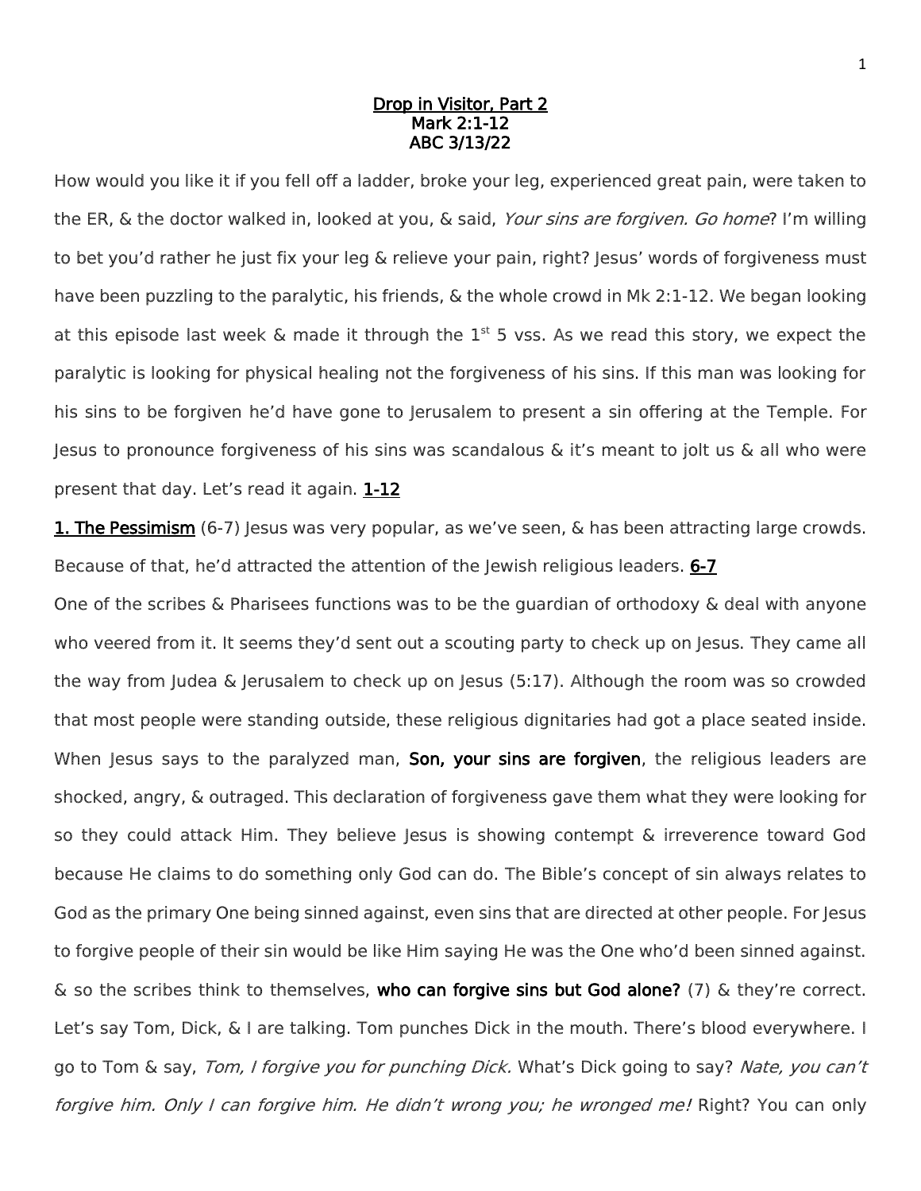<u>Drop in Visitor, Part 2</u>
<u>Mark 2:1-12</u>
<u>ABC 3/13/22</u>

How would you like it if you fell off a ladder, broke your leg, experienced great pain, were taken to the ER, & the doctor walked in, looked at you, & said, *Your sins are forgiven. Go home*? I'm willing to bet you'd rather he just fix your leg & relieve your pain, right? Jesus' words of forgiveness must have been puzzling to the paralytic, his friends, & the whole crowd in Mk 2:1-12. We began looking at this episode last week & made it through the 1st 5 vss. As we read this story, we expect the paralytic is looking for physical healing not the forgiveness of his sins. If this man was looking for his sins to be forgiven he'd have gone to Jerusalem to present a sin offering at the Temple. For Jesus to pronounce forgiveness of his sins was scandalous & it's meant to jolt us & all who were present that day. Let's read it again. **<u>1-12</u>**

**<u>1. The Pessimism</u>** (6-7) Jesus was very popular, as we've seen, & has been attracting large crowds. Because of that, he'd attracted the attention of the Jewish religious leaders. **<u>6-7</u>**

One of the scribes & Pharisees functions was to be the guardian of orthodoxy & deal with anyone who veered from it. It seems they'd sent out a scouting party to check up on Jesus. They came all the way from Judea & Jerusalem to check up on Jesus (5:17). Although the room was so crowded that most people were standing outside, these religious dignitaries had got a place seated inside. When Jesus says to the paralyzed man, **Son, your sins are forgiven**, the religious leaders are shocked, angry, & outraged. This declaration of forgiveness gave them what they were looking for so they could attack Him. They believe Jesus is showing contempt & irreverence toward God because He claims to do something only God can do. The Bible's concept of sin always relates to God as the primary One being sinned against, even sins that are directed at other people. For Jesus to forgive people of their sin would be like Him saying He was the One who'd been sinned against. & so the scribes think to themselves, **who can forgive sins but God alone?** (7) & they're correct. Let's say Tom, Dick, & I are talking. Tom punches Dick in the mouth. There's blood everywhere. I go to Tom & say, *Tom, I forgive you for punching Dick.* What's Dick going to say? *Nate, you can't forgive him. Only I can forgive him. He didn't wrong you; he wronged me!* Right? You can only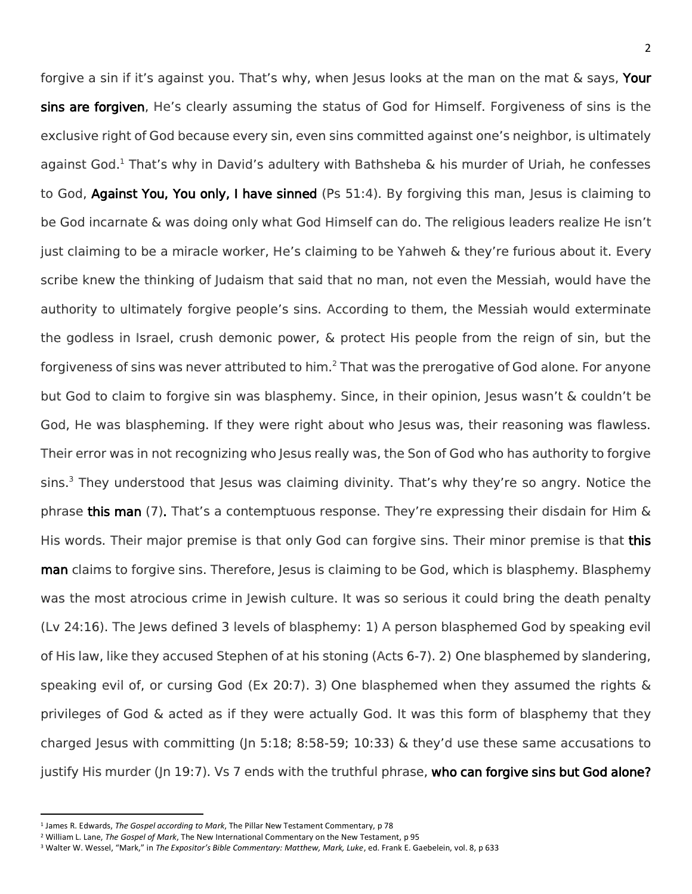forgive a sin if it's against you. That's why, when Jesus looks at the man on the mat & says, **Your sins are forgiven**, He's clearly assuming the status of God for Himself. Forgiveness of sins is the exclusive right of God because every sin, even sins committed against one's neighbor, is ultimately against God.[1] That's why in David's adultery with Bathsheba & his murder of Uriah, he confesses to God, **Against You, You only, I have sinned** (Ps 51:4). By forgiving this man, Jesus is claiming to be God incarnate & was doing only what God Himself can do. The religious leaders realize He isn't just claiming to be a miracle worker, He's claiming to be Yahweh & they're furious about it. Every scribe knew the thinking of Judaism that said that no man, not even the Messiah, would have the authority to ultimately forgive people's sins. According to them, the Messiah would exterminate the godless in Israel, crush demonic power, & protect His people from the reign of sin, but the forgiveness of sins was never attributed to him.[2] That was the prerogative of God alone. For anyone but God to claim to forgive sin was blasphemy. Since, in their opinion, Jesus wasn't & couldn't be God, He was blaspheming. If they were right about who Jesus was, their reasoning was flawless. Their error was in not recognizing who Jesus really was, the Son of God who has authority to forgive sins.[3] They understood that Jesus was claiming divinity. That's why they're so angry. Notice the phrase **this man** (7). That's a contemptuous response. They're expressing their disdain for Him & His words. Their major premise is that only God can forgive sins. Their minor premise is that **this man** claims to forgive sins. Therefore, Jesus is claiming to be God, which is blasphemy. Blasphemy was the most atrocious crime in Jewish culture. It was so serious it could bring the death penalty (Lv 24:16). The Jews defined 3 levels of blasphemy: 1) A person blasphemed God by speaking evil of His law, like they accused Stephen of at his stoning (Acts 6-7). 2) One blasphemed by slandering, speaking evil of, or cursing God (Ex 20:7). 3) One blasphemed when they assumed the rights & privileges of God & acted as if they were actually God. It was this form of blasphemy that they charged Jesus with committing (Jn 5:18; 8:58-59; 10:33) & they'd use these same accusations to justify His murder (Jn 19:7). Vs 7 ends with the truthful phrase, **who can forgive sins but God alone?**

---

[1] James R. Edwards, *The Gospel according to Mark*, The Pillar New Testament Commentary, p 78

[2] William L. Lane, *The Gospel of Mark*, The New International Commentary on the New Testament, p 95

[3] Walter W. Wessel, "Mark," in *The Expositor's Bible Commentary: Matthew, Mark, Luke*, ed. Frank E. Gaebelein, vol. 8, p 633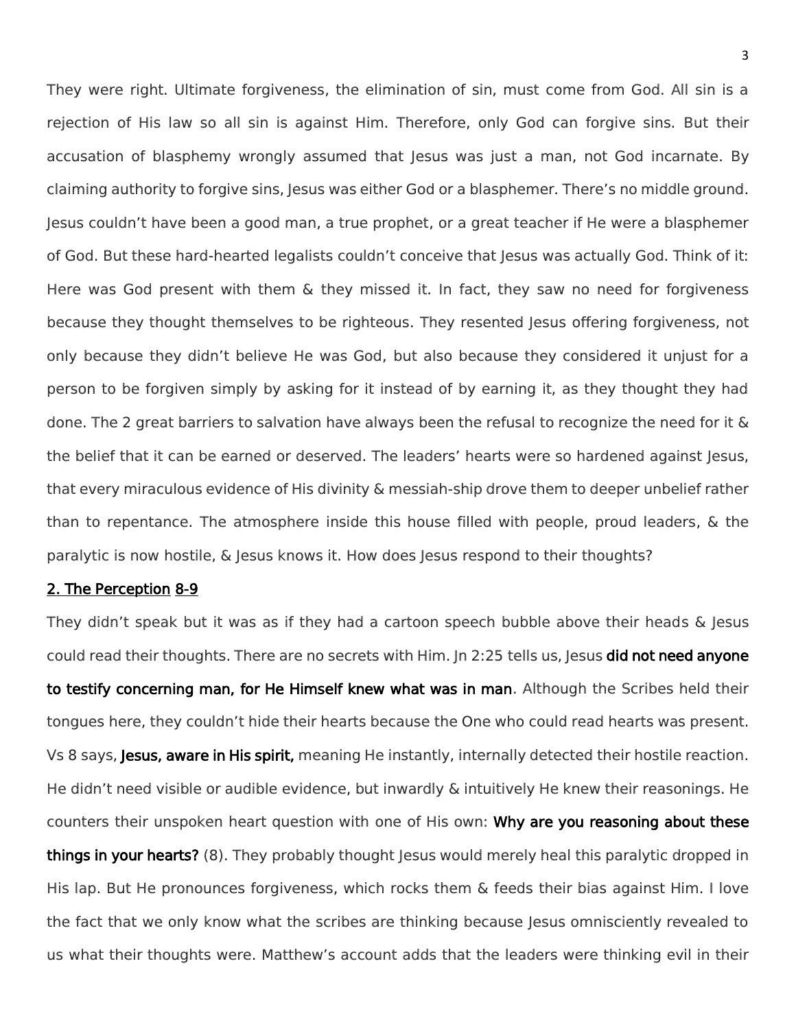They were right. Ultimate forgiveness, the elimination of sin, must come from God. All sin is a rejection of His law so all sin is against Him. Therefore, only God can forgive sins. But their accusation of blasphemy wrongly assumed that Jesus was just a man, not God incarnate. By claiming authority to forgive sins, Jesus was either God or a blasphemer. There's no middle ground. Jesus couldn't have been a good man, a true prophet, or a great teacher if He were a blasphemer of God. But these hard-hearted legalists couldn't conceive that Jesus was actually God. Think of it: Here was God present with them & they missed it. In fact, they saw no need for forgiveness because they thought themselves to be righteous. They resented Jesus offering forgiveness, not only because they didn't believe He was God, but also because they considered it unjust for a person to be forgiven simply by asking for it instead of by earning it, as they thought they had done. The 2 great barriers to salvation have always been the refusal to recognize the need for it & the belief that it can be earned or deserved. The leaders' hearts were so hardened against Jesus, that every miraculous evidence of His divinity & messiah-ship drove them to deeper unbelief rather than to repentance. The atmosphere inside this house filled with people, proud leaders, & the paralytic is now hostile, & Jesus knows it. How does Jesus respond to their thoughts?

**2. The Perception 8-9**

They didn't speak but it was as if they had a cartoon speech bubble above their heads & Jesus could read their thoughts. There are no secrets with Him. Jn 2:25 tells us, Jesus **did not need anyone to testify concerning man, for He Himself knew what was in man**. Although the Scribes held their tongues here, they couldn't hide their hearts because the One who could read hearts was present. Vs 8 says, **Jesus, aware in His spirit,** meaning He instantly, internally detected their hostile reaction. He didn't need visible or audible evidence, but inwardly & intuitively He knew their reasonings. He counters their unspoken heart question with one of His own: **Why are you reasoning about these things in your hearts?** (8). They probably thought Jesus would merely heal this paralytic dropped in His lap. But He pronounces forgiveness, which rocks them & feeds their bias against Him. I love the fact that we only know what the scribes are thinking because Jesus omnisciently revealed to us what their thoughts were. Matthew's account adds that the leaders were thinking evil in their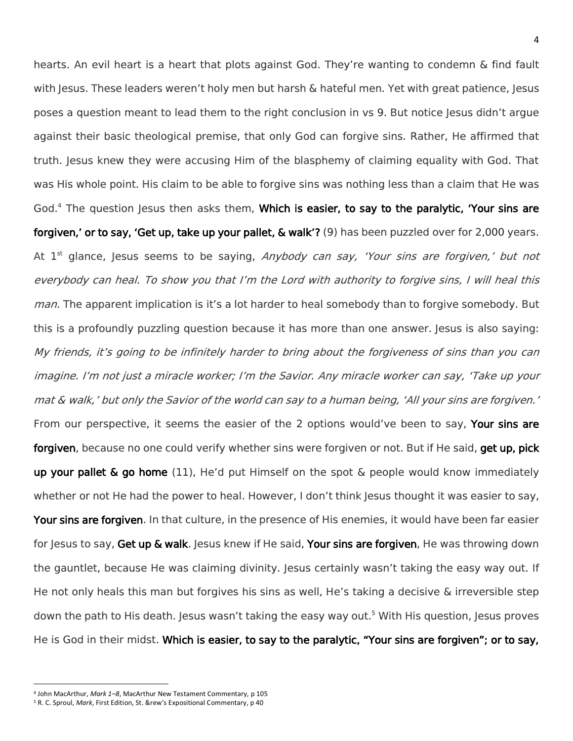hearts. An evil heart is a heart that plots against God. They're wanting to condemn & find fault with Jesus. These leaders weren't holy men but harsh & hateful men. Yet with great patience, Jesus poses a question meant to lead them to the right conclusion in vs 9. But notice Jesus didn't argue against their basic theological premise, that only God can forgive sins. Rather, He affirmed that truth. Jesus knew they were accusing Him of the blasphemy of claiming equality with God. That was His whole point. His claim to be able to forgive sins was nothing less than a claim that He was God.[4] The question Jesus then asks them, **Which is easier, to say to the paralytic, 'Your sins are forgiven,' or to say, 'Get up, take up your pallet, & walk'?** (9) has been puzzled over for 2,000 years. At 1st glance, Jesus seems to be saying, *Anybody can say, 'Your sins are forgiven,' but not everybody can heal. To show you that I'm the Lord with authority to forgive sins, I will heal this man.* The apparent implication is it's a lot harder to heal somebody than to forgive somebody. But this is a profoundly puzzling question because it has more than one answer. Jesus is also saying: *My friends, it's going to be infinitely harder to bring about the forgiveness of sins than you can imagine. I'm not just a miracle worker; I'm the Savior. Any miracle worker can say, 'Take up your mat & walk,' but only the Savior of the world can say to a human being, 'All your sins are forgiven.'* From our perspective, it seems the easier of the 2 options would've been to say, **Your sins are forgiven**, because no one could verify whether sins were forgiven or not. But if He said, **get up, pick up your pallet & go home** (11), He'd put Himself on the spot & people would know immediately whether or not He had the power to heal. However, I don't think Jesus thought it was easier to say, **Your sins are forgiven**. In that culture, in the presence of His enemies, it would have been far easier for Jesus to say, **Get up & walk**. Jesus knew if He said, **Your sins are forgiven**, He was throwing down the gauntlet, because He was claiming divinity. Jesus certainly wasn't taking the easy way out. If He not only heals this man but forgives his sins as well, He's taking a decisive & irreversible step down the path to His death. Jesus wasn't taking the easy way out.[5] With His question, Jesus proves He is God in their midst. **Which is easier, to say to the paralytic, "Your sins are forgiven"; or to say,**

---

[4] John MacArthur, *Mark 1–8*, MacArthur New Testament Commentary, p 105

[5] R. C. Sproul, *Mark*, First Edition, St. &rew's Expositional Commentary, p 40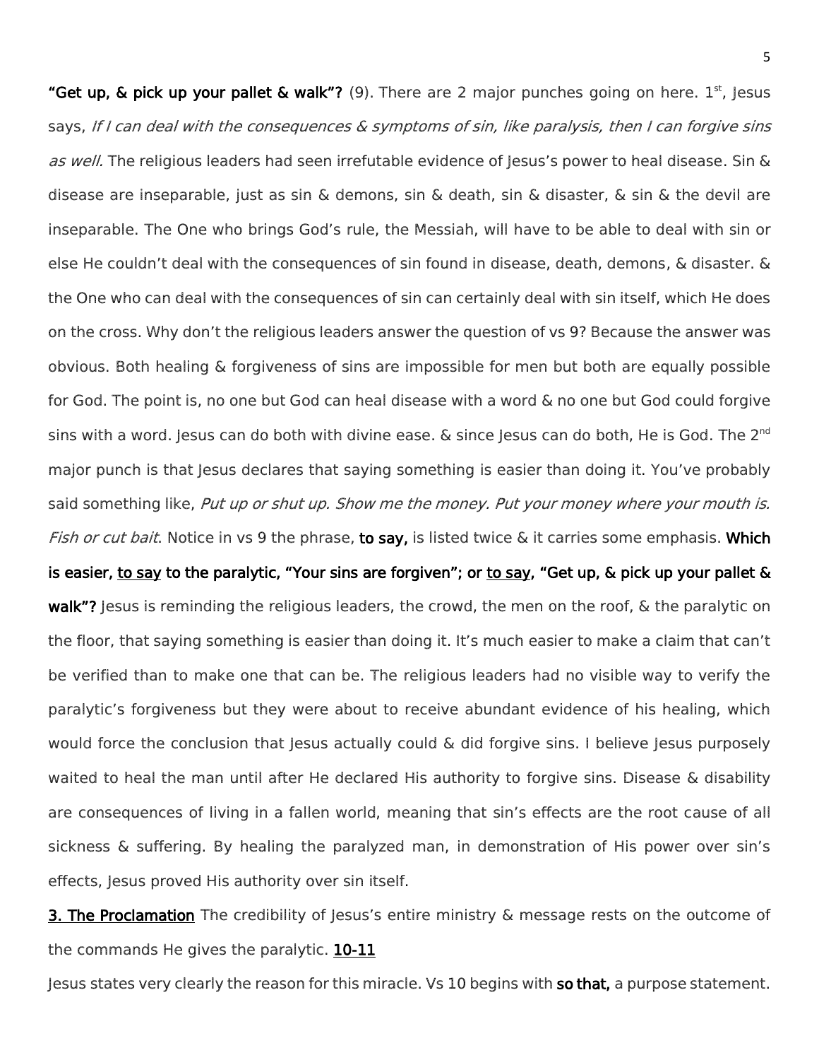**"Get up, & pick up your pallet & walk"?** (9). There are 2 major punches going on here. 1st, Jesus says, *If I can deal with the consequences & symptoms of sin, like paralysis, then I can forgive sins as well.* The religious leaders had seen irrefutable evidence of Jesus's power to heal disease. Sin & disease are inseparable, just as sin & demons, sin & death, sin & disaster, & sin & the devil are inseparable. The One who brings God's rule, the Messiah, will have to be able to deal with sin or else He couldn't deal with the consequences of sin found in disease, death, demons, & disaster. & the One who can deal with the consequences of sin can certainly deal with sin itself, which He does on the cross. Why don't the religious leaders answer the question of vs 9? Because the answer was obvious. Both healing & forgiveness of sins are impossible for men but both are equally possible for God. The point is, no one but God can heal disease with a word & no one but God could forgive sins with a word. Jesus can do both with divine ease. & since Jesus can do both, He is God. The 2nd major punch is that Jesus declares that saying something is easier than doing it. You've probably said something like, *Put up or shut up. Show me the money. Put your money where your mouth is. Fish or cut bait*. Notice in vs 9 the phrase, **to say,** is listed twice & it carries some emphasis. **Which is easier, <u>to say</u> to the paralytic, "Your sins are forgiven"; or <u>to say</u>, "Get up, & pick up your pallet & walk"?** Jesus is reminding the religious leaders, the crowd, the men on the roof, & the paralytic on the floor, that saying something is easier than doing it. It's much easier to make a claim that can't be verified than to make one that can be. The religious leaders had no visible way to verify the paralytic's forgiveness but they were about to receive abundant evidence of his healing, which would force the conclusion that Jesus actually could & did forgive sins. I believe Jesus purposely waited to heal the man until after He declared His authority to forgive sins. Disease & disability are consequences of living in a fallen world, meaning that sin's effects are the root cause of all sickness & suffering. By healing the paralyzed man, in demonstration of His power over sin's effects, Jesus proved His authority over sin itself.

**<u>3. The Proclamation</u>** The credibility of Jesus's entire ministry & message rests on the outcome of the commands He gives the paralytic. **<u>10-11</u>**

Jesus states very clearly the reason for this miracle. Vs 10 begins with **so that,** a purpose statement.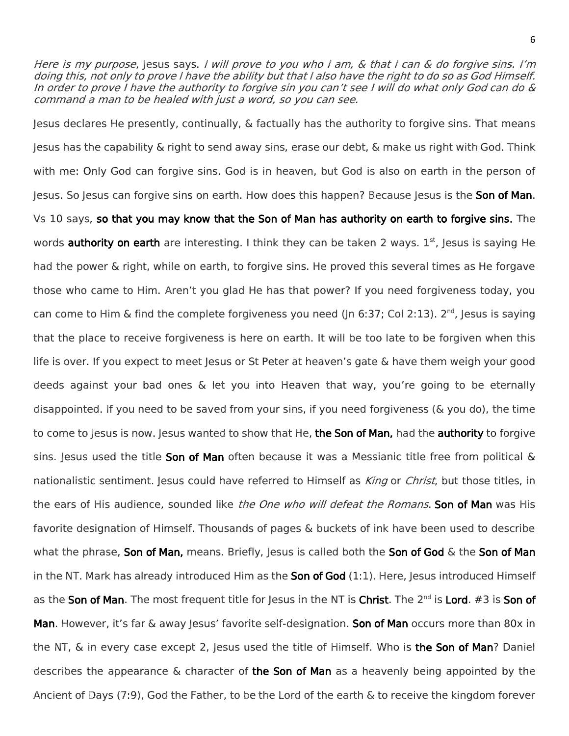*Here is my purpose*, Jesus says. *I will prove to you who I am, & that I can & do forgive sins. I'm doing this, not only to prove I have the ability but that I also have the right to do so as God Himself. In order to prove I have the authority to forgive sin you can't see I will do what only God can do & command a man to be healed with just a word, so you can see.*

Jesus declares He presently, continually, & factually has the authority to forgive sins. That means Jesus has the capability & right to send away sins, erase our debt, & make us right with God. Think with me: Only God can forgive sins. God is in heaven, but God is also on earth in the person of Jesus. So Jesus can forgive sins on earth. How does this happen? Because Jesus is the **Son of Man**. Vs 10 says, **so that you may know that the Son of Man has authority on earth to forgive sins.** The words **authority on earth** are interesting. I think they can be taken 2 ways. 1st, Jesus is saying He had the power & right, while on earth, to forgive sins. He proved this several times as He forgave those who came to Him. Aren't you glad He has that power? If you need forgiveness today, you can come to Him & find the complete forgiveness you need (Jn 6:37; Col 2:13). 2nd, Jesus is saying that the place to receive forgiveness is here on earth. It will be too late to be forgiven when this life is over. If you expect to meet Jesus or St Peter at heaven's gate & have them weigh your good deeds against your bad ones & let you into Heaven that way, you're going to be eternally disappointed. If you need to be saved from your sins, if you need forgiveness (& you do), the time to come to Jesus is now. Jesus wanted to show that He, **the Son of Man,** had the **authority** to forgive sins. Jesus used the title **Son of Man** often because it was a Messianic title free from political & nationalistic sentiment. Jesus could have referred to Himself as *King* or *Christ*, but those titles, in the ears of His audience, sounded like *the One who will defeat the Romans*. **Son of Man** was His favorite designation of Himself. Thousands of pages & buckets of ink have been used to describe what the phrase, **Son of Man,** means. Briefly, Jesus is called both the **Son of God** & the **Son of Man** in the NT. Mark has already introduced Him as the **Son of God** (1:1). Here, Jesus introduced Himself as the **Son of Man**. The most frequent title for Jesus in the NT is **Christ**. The 2nd is **Lord**. #3 is **Son of Man**. However, it's far & away Jesus' favorite self-designation. **Son of Man** occurs more than 80x in the NT, & in every case except 2, Jesus used the title of Himself. Who is **the Son of Man**? Daniel describes the appearance & character of **the Son of Man** as a heavenly being appointed by the Ancient of Days (7:9), God the Father, to be the Lord of the earth & to receive the kingdom forever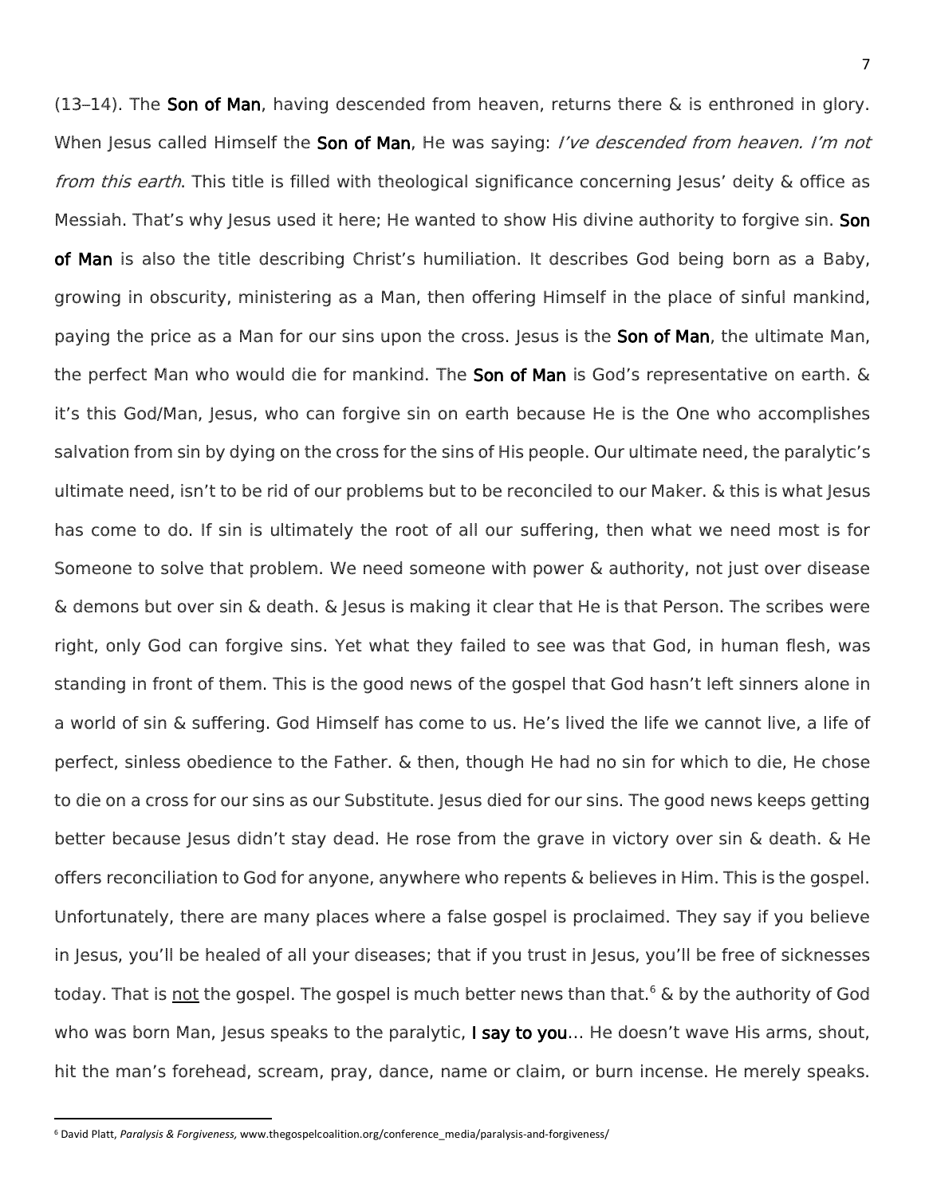(13–14). The **Son of Man**, having descended from heaven, returns there & is enthroned in glory. When Jesus called Himself the **Son of Man**, He was saying: *I've descended from heaven. I'm not from this earth*. This title is filled with theological significance concerning Jesus' deity & office as Messiah. That's why Jesus used it here; He wanted to show His divine authority to forgive sin. **Son of Man** is also the title describing Christ's humiliation. It describes God being born as a Baby, growing in obscurity, ministering as a Man, then offering Himself in the place of sinful mankind, paying the price as a Man for our sins upon the cross. Jesus is the **Son of Man**, the ultimate Man, the perfect Man who would die for mankind. The **Son of Man** is God's representative on earth. & it's this God/Man, Jesus, who can forgive sin on earth because He is the One who accomplishes salvation from sin by dying on the cross for the sins of His people. Our ultimate need, the paralytic's ultimate need, isn't to be rid of our problems but to be reconciled to our Maker. & this is what Jesus has come to do. If sin is ultimately the root of all our suffering, then what we need most is for Someone to solve that problem. We need someone with power & authority, not just over disease & demons but over sin & death. & Jesus is making it clear that He is that Person. The scribes were right, only God can forgive sins. Yet what they failed to see was that God, in human flesh, was standing in front of them. This is the good news of the gospel that God hasn't left sinners alone in a world of sin & suffering. God Himself has come to us. He's lived the life we cannot live, a life of perfect, sinless obedience to the Father. & then, though He had no sin for which to die, He chose to die on a cross for our sins as our Substitute. Jesus died for our sins. The good news keeps getting better because Jesus didn't stay dead. He rose from the grave in victory over sin & death. & He offers reconciliation to God for anyone, anywhere who repents & believes in Him. This is the gospel. Unfortunately, there are many places where a false gospel is proclaimed. They say if you believe in Jesus, you'll be healed of all your diseases; that if you trust in Jesus, you'll be free of sicknesses today. That is <u>not</u> the gospel. The gospel is much better news than that.[6] & by the authority of God who was born Man, Jesus speaks to the paralytic, **I say to you**… He doesn't wave His arms, shout, hit the man's forehead, scream, pray, dance, name or claim, or burn incense. He merely speaks.

---

[6] David Platt, *Paralysis & Forgiveness,* www.thegospelcoalition.org/conference_media/paralysis-and-forgiveness/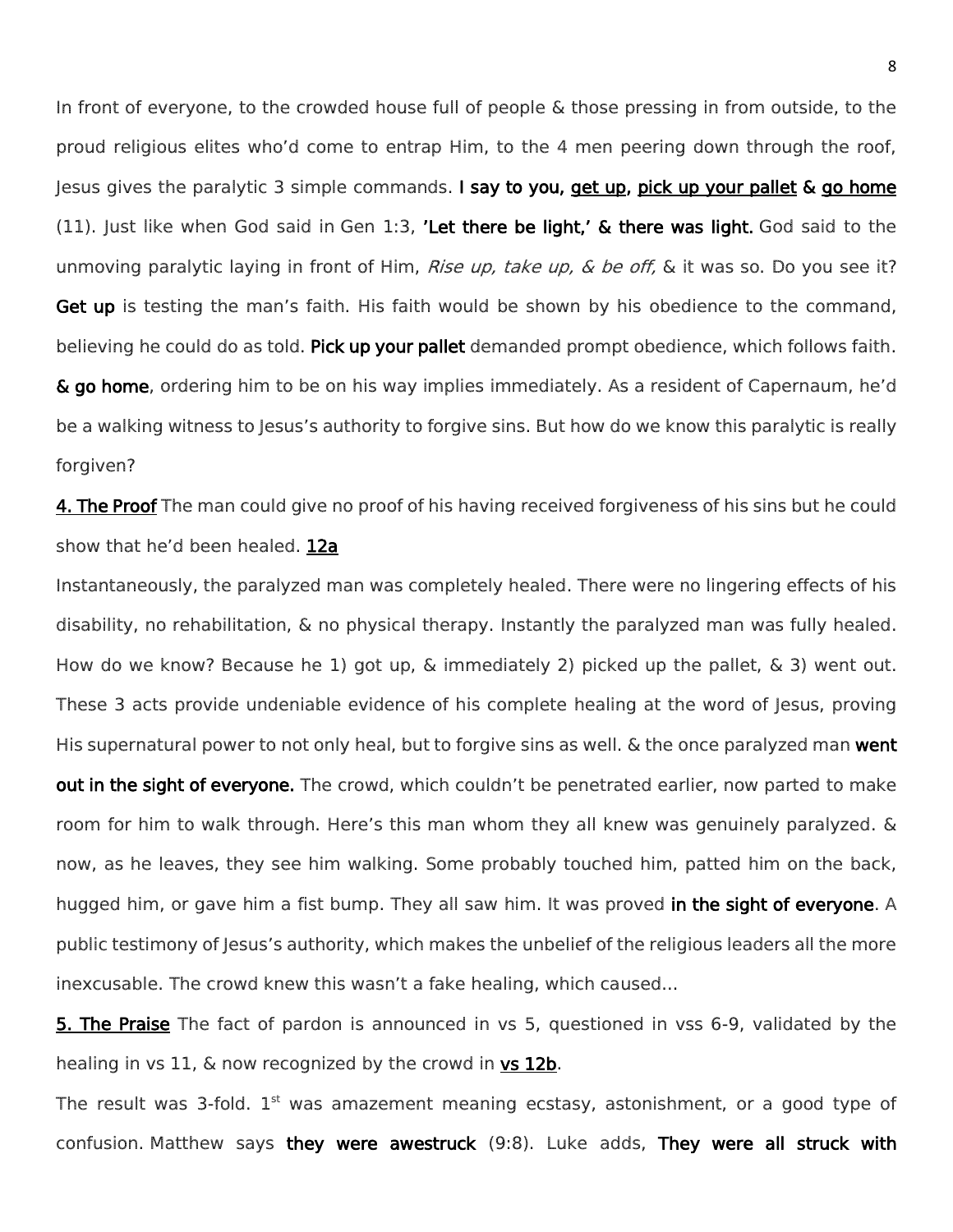In front of everyone, to the crowded house full of people & those pressing in from outside, to the proud religious elites who'd come to entrap Him, to the 4 men peering down through the roof, Jesus gives the paralytic 3 simple commands. **I say to you, <u>get up</u>, <u>pick up your pallet</u> & <u>go home</u>** (11). Just like when God said in Gen 1:3, **'Let there be light,' & there was light.** God said to the unmoving paralytic laying in front of Him, *Rise up, take up, & be off,* & it was so. Do you see it? **Get up** is testing the man's faith. His faith would be shown by his obedience to the command, believing he could do as told. **Pick up your pallet** demanded prompt obedience, which follows faith. **& go home**, ordering him to be on his way implies immediately. As a resident of Capernaum, he'd be a walking witness to Jesus's authority to forgive sins. But how do we know this paralytic is really forgiven?

**<u>4. The Proof</u>** The man could give no proof of his having received forgiveness of his sins but he could show that he'd been healed. **<u>12a</u>**

Instantaneously, the paralyzed man was completely healed. There were no lingering effects of his disability, no rehabilitation, & no physical therapy. Instantly the paralyzed man was fully healed. How do we know? Because he 1) got up, & immediately 2) picked up the pallet, & 3) went out. These 3 acts provide undeniable evidence of his complete healing at the word of Jesus, proving His supernatural power to not only heal, but to forgive sins as well. & the once paralyzed man **went out in the sight of everyone.** The crowd, which couldn't be penetrated earlier, now parted to make room for him to walk through. Here's this man whom they all knew was genuinely paralyzed. & now, as he leaves, they see him walking. Some probably touched him, patted him on the back, hugged him, or gave him a fist bump. They all saw him. It was proved **in the sight of everyone**. A public testimony of Jesus's authority, which makes the unbelief of the religious leaders all the more inexcusable. The crowd knew this wasn't a fake healing, which caused...

**<u>5. The Praise</u>** The fact of pardon is announced in vs 5, questioned in vss 6-9, validated by the healing in vs 11, & now recognized by the crowd in **<u>vs 12b</u>**.

The result was 3-fold. 1st was amazement meaning ecstasy, astonishment, or a good type of confusion. Matthew says **they were awestruck** (9:8). Luke adds, **They were all struck with**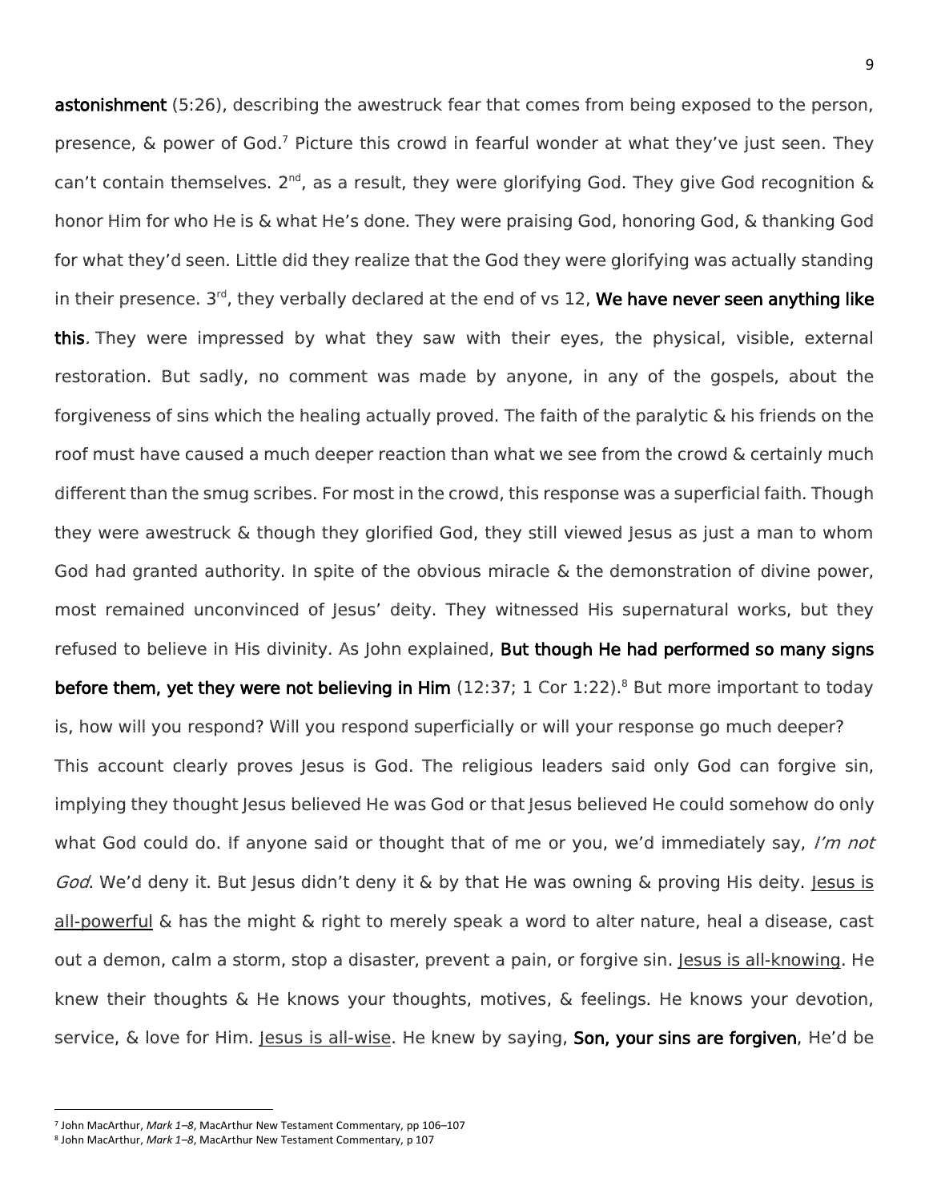**astonishment** (5:26), describing the awestruck fear that comes from being exposed to the person, presence, & power of God.[7] Picture this crowd in fearful wonder at what they've just seen. They can't contain themselves. 2nd, as a result, they were glorifying God. They give God recognition & honor Him for who He is & what He's done. They were praising God, honoring God, & thanking God for what they'd seen. Little did they realize that the God they were glorifying was actually standing in their presence. 3rd, they verbally declared at the end of vs 12, **We have never seen anything like this**. They were impressed by what they saw with their eyes, the physical, visible, external restoration. But sadly, no comment was made by anyone, in any of the gospels, about the forgiveness of sins which the healing actually proved. The faith of the paralytic & his friends on the roof must have caused a much deeper reaction than what we see from the crowd & certainly much different than the smug scribes. For most in the crowd, this response was a superficial faith. Though they were awestruck & though they glorified God, they still viewed Jesus as just a man to whom God had granted authority. In spite of the obvious miracle & the demonstration of divine power, most remained unconvinced of Jesus' deity. They witnessed His supernatural works, but they refused to believe in His divinity. As John explained, **But though He had performed so many signs before them, yet they were not believing in Him** (12:37; 1 Cor 1:22).[8] But more important to today is, how will you respond? Will you respond superficially or will your response go much deeper?

This account clearly proves Jesus is God. The religious leaders said only God can forgive sin, implying they thought Jesus believed He was God or that Jesus believed He could somehow do only what God could do. If anyone said or thought that of me or you, we'd immediately say, *I'm not God*. We'd deny it. But Jesus didn't deny it & by that He was owning & proving His deity. Jesus is all-powerful & has the might & right to merely speak a word to alter nature, heal a disease, cast out a demon, calm a storm, stop a disaster, prevent a pain, or forgive sin. Jesus is all-knowing. He knew their thoughts & He knows your thoughts, motives, & feelings. He knows your devotion, service, & love for Him. Jesus is all-wise. He knew by saying, **Son, your sins are forgiven**, He'd be

---

[7] John MacArthur, *Mark 1–8*, MacArthur New Testament Commentary, pp 106–107

[8] John MacArthur, *Mark 1–8*, MacArthur New Testament Commentary, p 107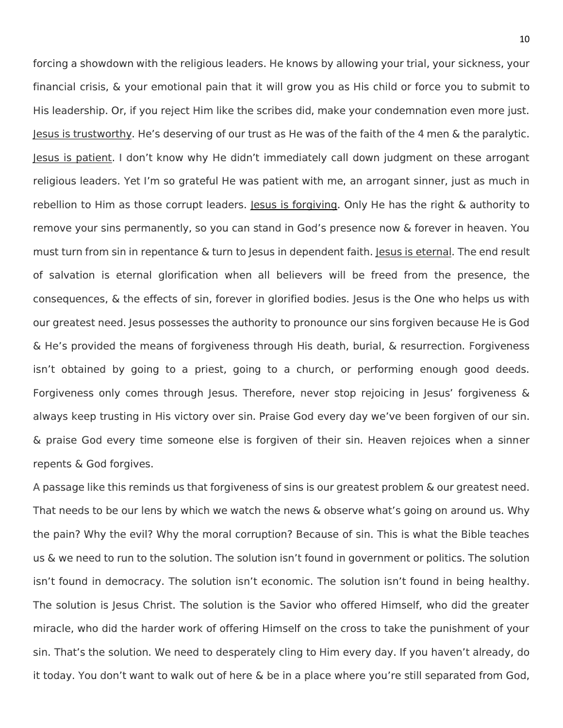forcing a showdown with the religious leaders. He knows by allowing your trial, your sickness, your financial crisis, & your emotional pain that it will grow you as His child or force you to submit to His leadership. Or, if you reject Him like the scribes did, make your condemnation even more just. <u>Jesus is trustworthy</u>. He's deserving of our trust as He was of the faith of the 4 men & the paralytic. <u>Jesus is patient</u>. I don't know why He didn't immediately call down judgment on these arrogant religious leaders. Yet I'm so grateful He was patient with me, an arrogant sinner, just as much in rebellion to Him as those corrupt leaders. <u>Jesus is forgiving</u>. Only He has the right & authority to remove your sins permanently, so you can stand in God's presence now & forever in heaven. You must turn from sin in repentance & turn to Jesus in dependent faith. <u>Jesus is eternal</u>. The end result of salvation is eternal glorification when all believers will be freed from the presence, the consequences, & the effects of sin, forever in glorified bodies. Jesus is the One who helps us with our greatest need. Jesus possesses the authority to pronounce our sins forgiven because He is God & He's provided the means of forgiveness through His death, burial, & resurrection. Forgiveness isn't obtained by going to a priest, going to a church, or performing enough good deeds. Forgiveness only comes through Jesus. Therefore, never stop rejoicing in Jesus' forgiveness & always keep trusting in His victory over sin. Praise God every day we've been forgiven of our sin. & praise God every time someone else is forgiven of their sin. Heaven rejoices when a sinner repents & God forgives.

A passage like this reminds us that forgiveness of sins is our greatest problem & our greatest need. That needs to be our lens by which we watch the news & observe what's going on around us. Why the pain? Why the evil? Why the moral corruption? Because of sin. This is what the Bible teaches us & we need to run to the solution. The solution isn't found in government or politics. The solution isn't found in democracy. The solution isn't economic. The solution isn't found in being healthy. The solution is Jesus Christ. The solution is the Savior who offered Himself, who did the greater miracle, who did the harder work of offering Himself on the cross to take the punishment of your sin. That's the solution. We need to desperately cling to Him every day. If you haven't already, do it today. You don't want to walk out of here & be in a place where you're still separated from God,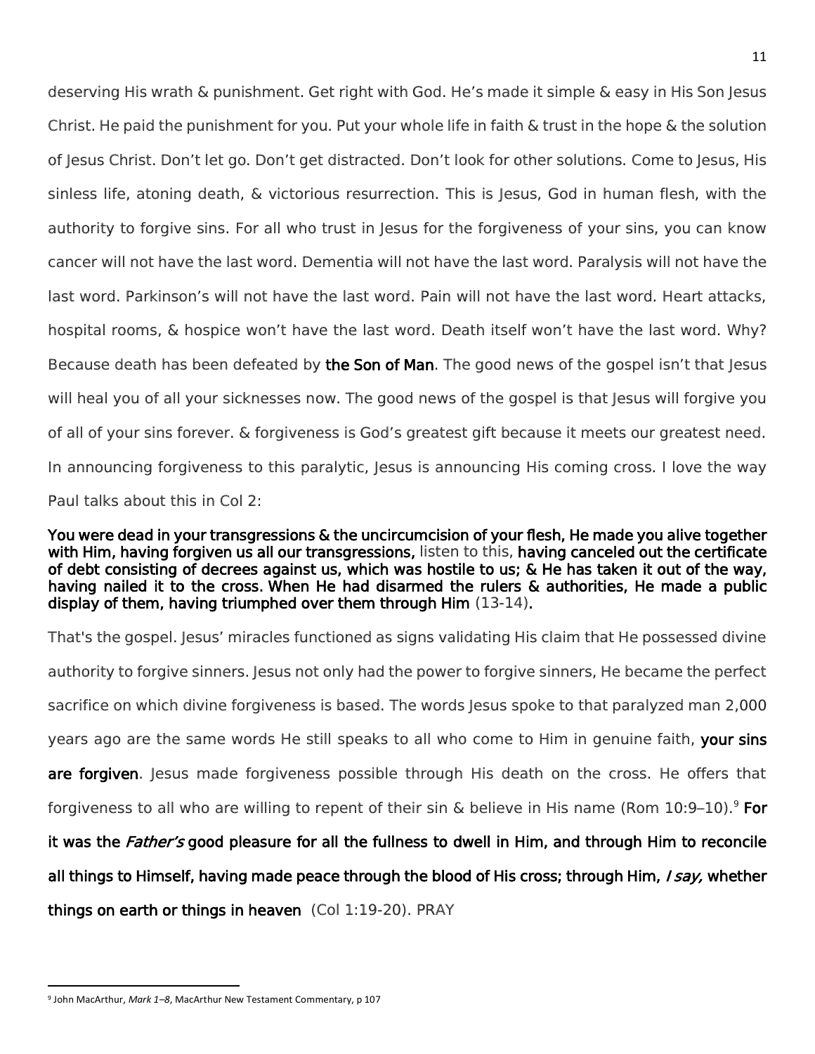deserving His wrath & punishment. Get right with God. He's made it simple & easy in His Son Jesus Christ. He paid the punishment for you. Put your whole life in faith & trust in the hope & the solution of Jesus Christ. Don't let go. Don't get distracted. Don't look for other solutions. Come to Jesus, His sinless life, atoning death, & victorious resurrection. This is Jesus, God in human flesh, with the authority to forgive sins. For all who trust in Jesus for the forgiveness of your sins, you can know cancer will not have the last word. Dementia will not have the last word. Paralysis will not have the last word. Parkinson's will not have the last word. Pain will not have the last word. Heart attacks, hospital rooms, & hospice won't have the last word. Death itself won't have the last word. Why? Because death has been defeated by **the Son of Man**. The good news of the gospel isn't that Jesus will heal you of all your sicknesses now. The good news of the gospel is that Jesus will forgive you of all of your sins forever. & forgiveness is God's greatest gift because it meets our greatest need. In announcing forgiveness to this paralytic, Jesus is announcing His coming cross. I love the way Paul talks about this in Col 2:

**You were dead in your transgressions & the uncircumcision of your flesh, He made you alive together with Him, having forgiven us all our transgressions,** listen to this, **having canceled out the certificate of debt consisting of decrees against us, which was hostile to us; & He has taken it out of the way, having nailed it to the cross. When He had disarmed the rulers & authorities, He made a public display of them, having triumphed over them through Him** (13-14).

That's the gospel. Jesus' miracles functioned as signs validating His claim that He possessed divine authority to forgive sinners. Jesus not only had the power to forgive sinners, He became the perfect sacrifice on which divine forgiveness is based. The words Jesus spoke to that paralyzed man 2,000 years ago are the same words He still speaks to all who come to Him in genuine faith, **your sins are forgiven**. Jesus made forgiveness possible through His death on the cross. He offers that forgiveness to all who are willing to repent of their sin & believe in His name (Rom 10:9–10).[9] **For it was the *Father's* good pleasure for all the fullness to dwell in Him, and through Him to reconcile all things to Himself, having made peace through the blood of His cross; through Him, *I say,* whether things on earth or things in heaven** (Col 1:19-20). PRAY

---

[9] John MacArthur, *Mark 1–8*, MacArthur New Testament Commentary, p 107